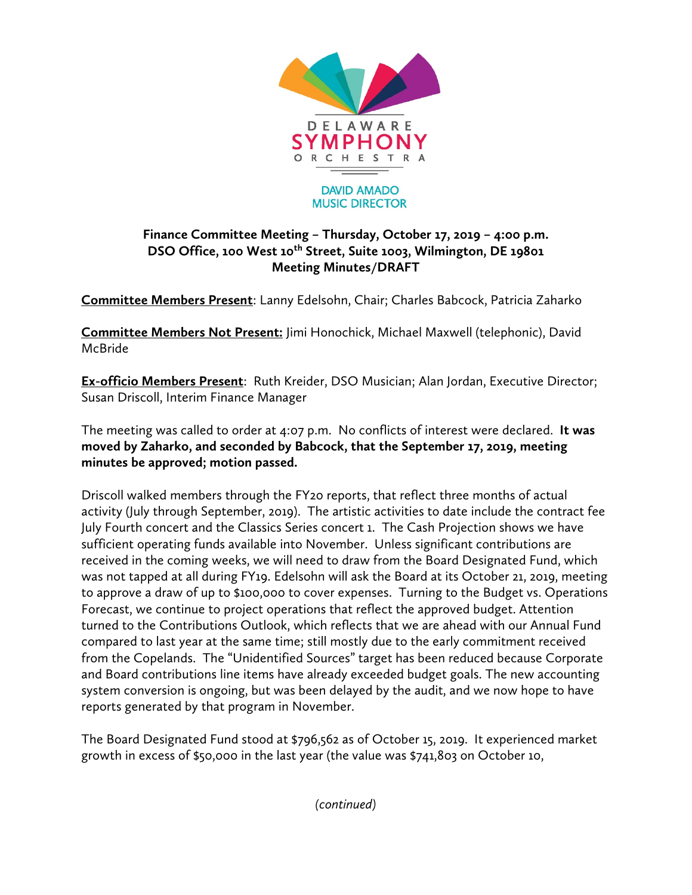DELAWARE

SYMPHONY

ORCHESTRA

DAVID AMADO
MUSIC DIRECTOR

**Finance Committee Meeting – Thursday, October 17, 2019 – 4:00 p.m.**
**DSO Office, 100 West 10th Street, Suite 1003, Wilmington, DE 19801**
**Meeting Minutes/DRAFT**

**Committee Members Present**: Lanny Edelsohn, Chair; Charles Babcock, Patricia Zaharko

**Committee Members Not Present:** Jimi Honochick, Michael Maxwell (telephonic), David McBride

**Ex-officio Members Present**: Ruth Kreider, DSO Musician; Alan Jordan, Executive Director; Susan Driscoll, Interim Finance Manager

The meeting was called to order at 4:07 p.m. No conflicts of interest were declared. **It was moved by Zaharko, and seconded by Babcock, that the September 17, 2019, meeting minutes be approved; motion passed.**

Driscoll walked members through the FY20 reports, that reflect three months of actual activity (July through September, 2019). The artistic activities to date include the contract fee July Fourth concert and the Classics Series concert 1. The Cash Projection shows we have sufficient operating funds available into November. Unless significant contributions are received in the coming weeks, we will need to draw from the Board Designated Fund, which was not tapped at all during FY19. Edelsohn will ask the Board at its October 21, 2019, meeting to approve a draw of up to $100,000 to cover expenses. Turning to the Budget vs. Operations Forecast, we continue to project operations that reflect the approved budget. Attention turned to the Contributions Outlook, which reflects that we are ahead with our Annual Fund compared to last year at the same time; still mostly due to the early commitment received from the Copelands. The "Unidentified Sources" target has been reduced because Corporate and Board contributions line items have already exceeded budget goals. The new accounting system conversion is ongoing, but was been delayed by the audit, and we now hope to have reports generated by that program in November.

The Board Designated Fund stood at $796,562 as of October 15, 2019. It experienced market growth in excess of $50,000 in the last year (the value was $741,803 on October 10,

*(continued)*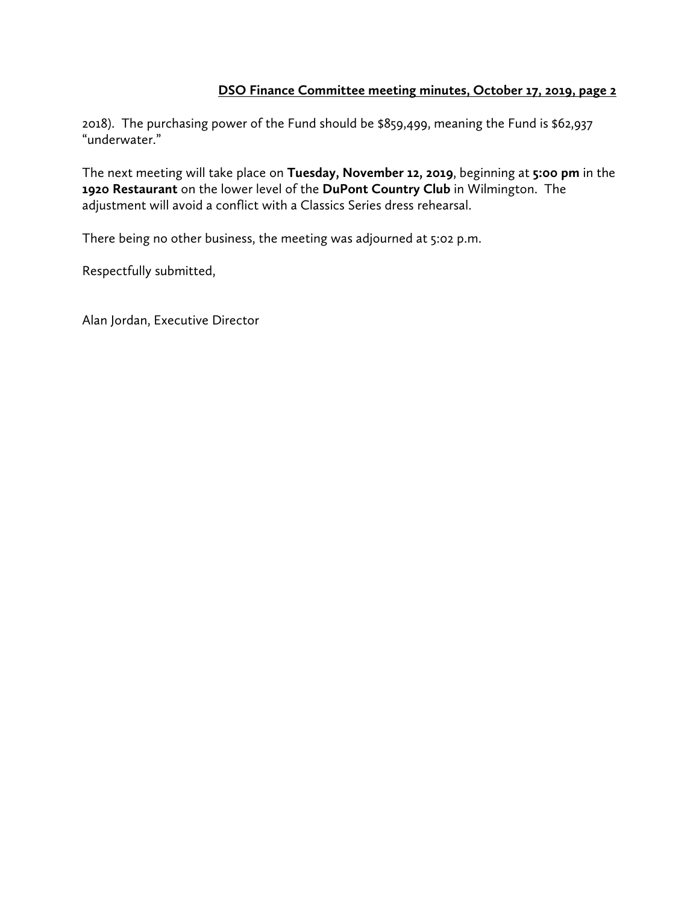2018). The purchasing power of the Fund should be $859,499, meaning the Fund is $62,937 "underwater."

The next meeting will take place on **Tuesday, November 12, 2019**, beginning at **5:00 pm** in the **1920 Restaurant** on the lower level of the **DuPont Country Club** in Wilmington. The adjustment will avoid a conflict with a Classics Series dress rehearsal.

There being no other business, the meeting was adjourned at 5:02 p.m.

Respectfully submitted,

Alan Jordan, Executive Director